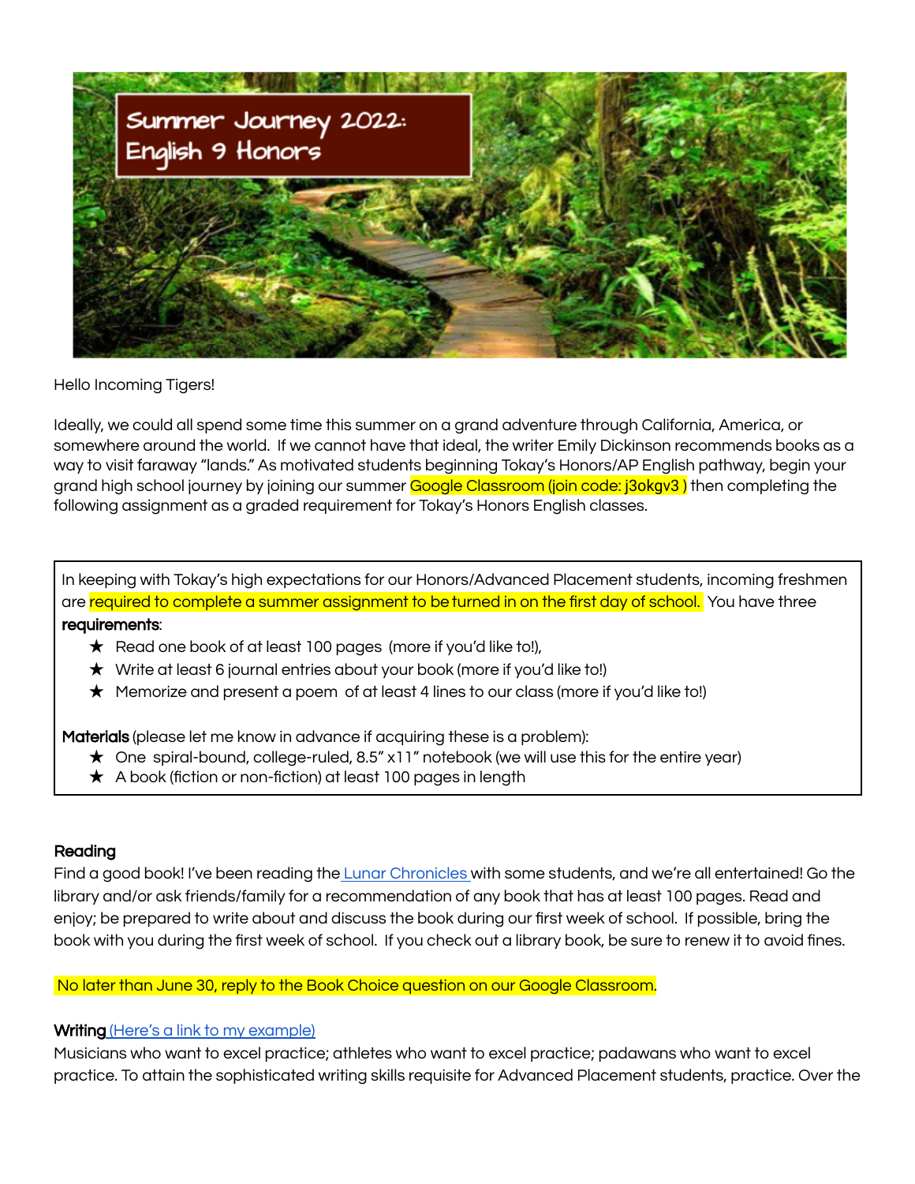# Summer Journey 2022: English 9 Honors

Hello Incoming Tigers!

Ideally, we could all spend some time this summer on a grand adventure through California, America, or somewhere around the world. If we cannot have that ideal, the writer Emily Dickinson recommends books as a way to visit faraway "lands." As motivated students beginning Tokay's Honors/AP English pathway, begin your grand high school journey by joining our summer Google Classroom (join code: j3okgv3 ) then completing the following assignment as a graded requirement for Tokay's Honors English classes.

In keeping with Tokay's high expectations for our Honors/Advanced Placement students, incoming freshmen are required to complete a summer assignment to be turned in on the first day of school. You have three **requirements**:

- ★ Read one book of at least 100 pages (more if you'd like to!),
- ★ Write at least 6 journal entries about your book (more if you'd like to!)
- ★ Memorize and present a poem of at least 4 lines to our class (more if you'd like to!)

**Materials** (please let me know in advance if acquiring these is a problem):

- ★ One spiral-bound, college-ruled, 8.5" x11" notebook (we will use this for the entire year)
- ★ A book (fiction or non-fiction) at least 100 pages in length

**Reading**

Find a good book! I've been reading the Lunar Chronicles with some students, and we're all entertained! Go the library and/or ask friends/family for a recommendation of any book that has at least 100 pages. Read and enjoy; be prepared to write about and discuss the book during our first week of school. If possible, bring the book with you during the first week of school. If you check out a library book, be sure to renew it to avoid fines.

No later than June 30, reply to the Book Choice question on our Google Classroom.

**Writing** (Here's a link to my example)

Musicians who want to excel practice; athletes who want to excel practice; padawans who want to excel practice. To attain the sophisticated writing skills requisite for Advanced Placement students, practice. Over the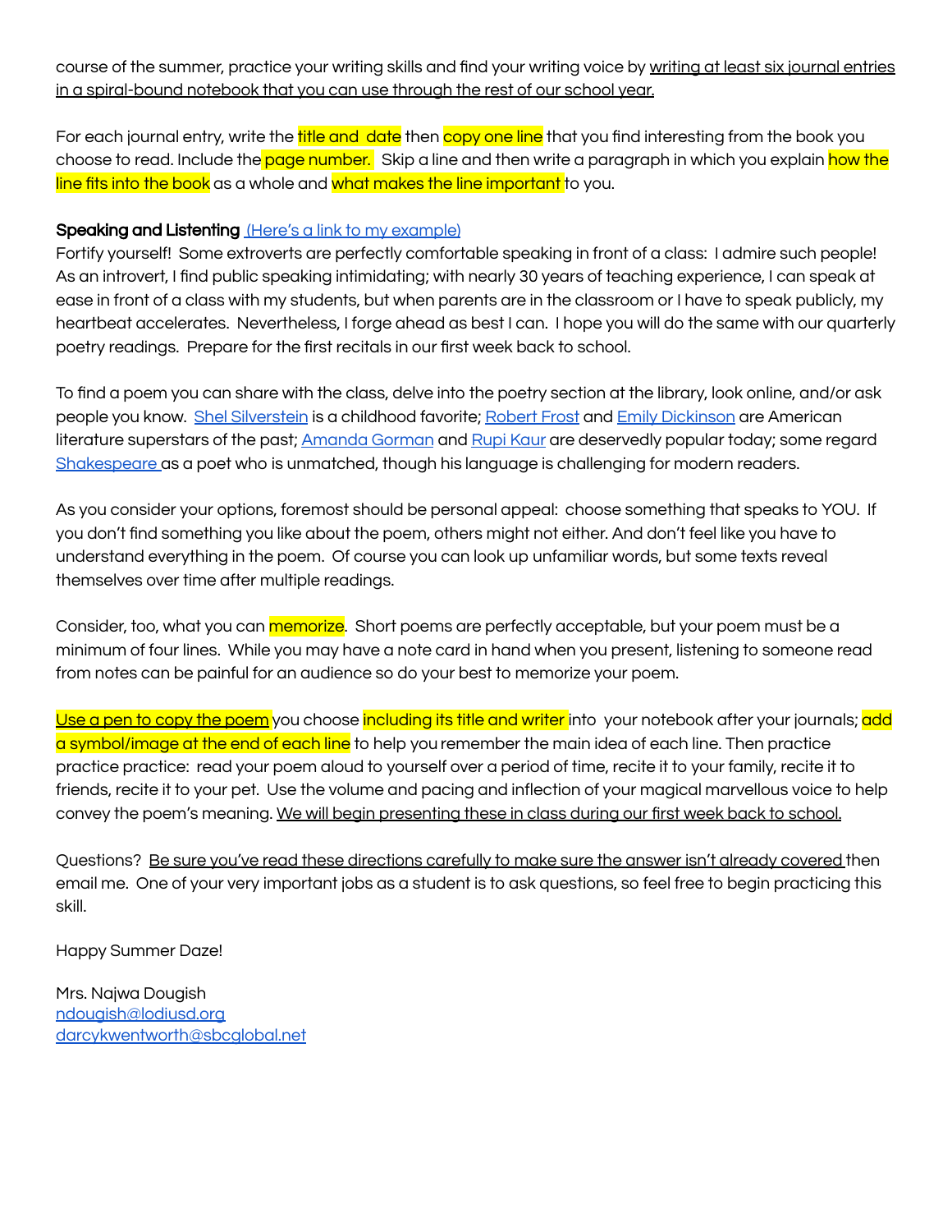course of the summer, practice your writing skills and find your writing voice by writing at least six journal entries in a spiral-bound notebook that you can use through the rest of our school year.

For each journal entry, write the title and date then copy one line that you find interesting from the book you choose to read. Include the page number. Skip a line and then write a paragraph in which you explain how the line fits into the book as a whole and what makes the line important to you.

**Speaking and Listening** [(Here's a link to my example)]

Fortify yourself! Some extroverts are perfectly comfortable speaking in front of a class: I admire such people! As an introvert, I find public speaking intimidating; with nearly 30 years of teaching experience, I can speak at ease in front of a class with my students, but when parents are in the classroom or I have to speak publicly, my heartbeat accelerates. Nevertheless, I forge ahead as best I can. I hope you will do the same with our quarterly poetry readings. Prepare for the first recitals in our first week back to school.

To find a poem you can share with the class, delve into the poetry section at the library, look online, and/or ask people you know. Shel Silverstein is a childhood favorite; Robert Frost and Emily Dickinson are American literature superstars of the past; Amanda Gorman and Rupi Kaur are deservedly popular today; some regard Shakespeare as a poet who is unmatched, though his language is challenging for modern readers.

As you consider your options, foremost should be personal appeal: choose something that speaks to YOU. If you don't find something you like about the poem, others might not either. And don't feel like you have to understand everything in the poem. Of course you can look up unfamiliar words, but some texts reveal themselves over time after multiple readings.

Consider, too, what you can memorize. Short poems are perfectly acceptable, but your poem must be a minimum of four lines. While you may have a note card in hand when you present, listening to someone read from notes can be painful for an audience so do your best to memorize your poem.

Use a pen to copy the poem you choose including its title and writer into your notebook after your journals; add a symbol/image at the end of each line to help you remember the main idea of each line. Then practice practice practice: read your poem aloud to yourself over a period of time, recite it to your family, recite it to friends, recite it to your pet. Use the volume and pacing and inflection of your magical marvellous voice to help convey the poem's meaning. We will begin presenting these in class during our first week back to school.

Questions? Be sure you've read these directions carefully to make sure the answer isn't already covered then email me. One of your very important jobs as a student is to ask questions, so feel free to begin practicing this skill.

Happy Summer Daze!

Mrs. Najwa Dougish
ndougish@lodiusd.org
darcykwentworth@sbcglobal.net